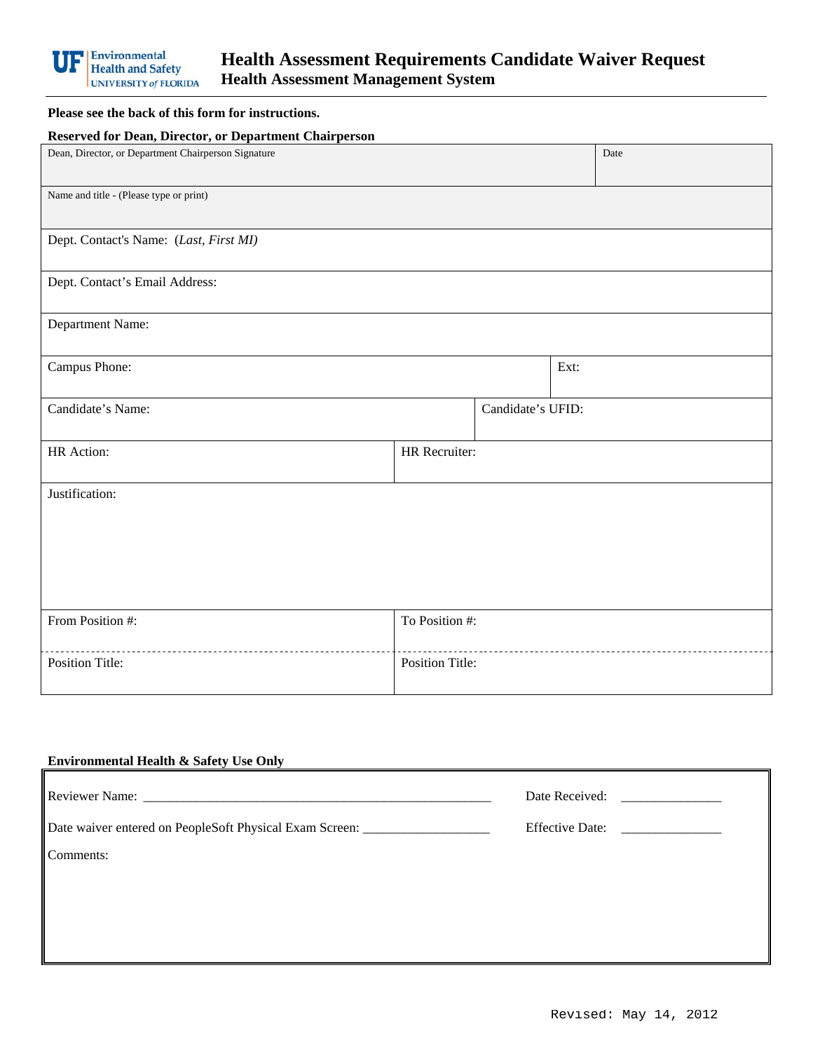UF Environmental Health and Safety UNIVERSITY of FLORIDA

# Health Assessment Requirements Candidate Waiver Request

## Health Assessment Management System

**Please see the back of this form for instructions.**

**Reserved for Dean, Director, or Department Chairperson**

| Dean, Director, or Department Chairperson Signature | Date |
|---|---|
| Name and title - (Please type or print) | |
| Dept. Contact's Name: (*Last, First MI)* | |
| Dept. Contact's Email Address: | |
| Department Name: | |
| Campus Phone: | Ext: |
| Candidate's Name: | Candidate's UFID: |
| HR Action: | HR Recruiter: |
| Justification: | |
| From Position #: | To Position #: |
| Position Title: | Position Title: |

**Environmental Health & Safety Use Only**

Reviewer Name: ______________________________________________________ Date Received: _______________

Date waiver entered on PeopleSoft Physical Exam Screen: ___________________ Effective Date: _______________

Comments:

Revised: May 14, 2012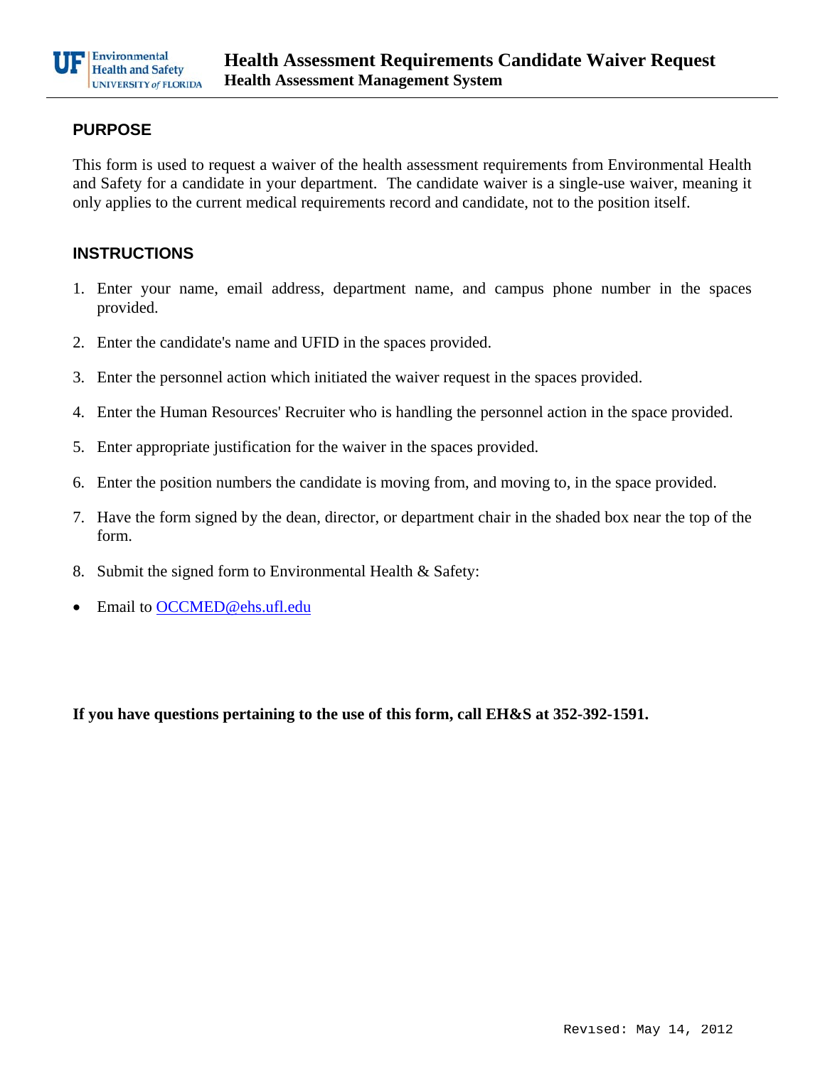# Health Assessment Requirements Candidate Waiver Request

## Health Assessment Management System

## PURPOSE

This form is used to request a waiver of the health assessment requirements from Environmental Health and Safety for a candidate in your department. The candidate waiver is a single-use waiver, meaning it only applies to the current medical requirements record and candidate, not to the position itself.

## INSTRUCTIONS

1. Enter your name, email address, department name, and campus phone number in the spaces provided.
2. Enter the candidate's name and UFID in the spaces provided.
3. Enter the personnel action which initiated the waiver request in the spaces provided.
4. Enter the Human Resources' Recruiter who is handling the personnel action in the space provided.
5. Enter appropriate justification for the waiver in the spaces provided.
6. Enter the position numbers the candidate is moving from, and moving to, in the space provided.
7. Have the form signed by the dean, director, or department chair in the shaded box near the top of the form.
8. Submit the signed form to Environmental Health & Safety:

- Email to OCCMED@ehs.ufl.edu

**If you have questions pertaining to the use of this form, call EH&S at 352-392-1591.**

Revised: May 14, 2012